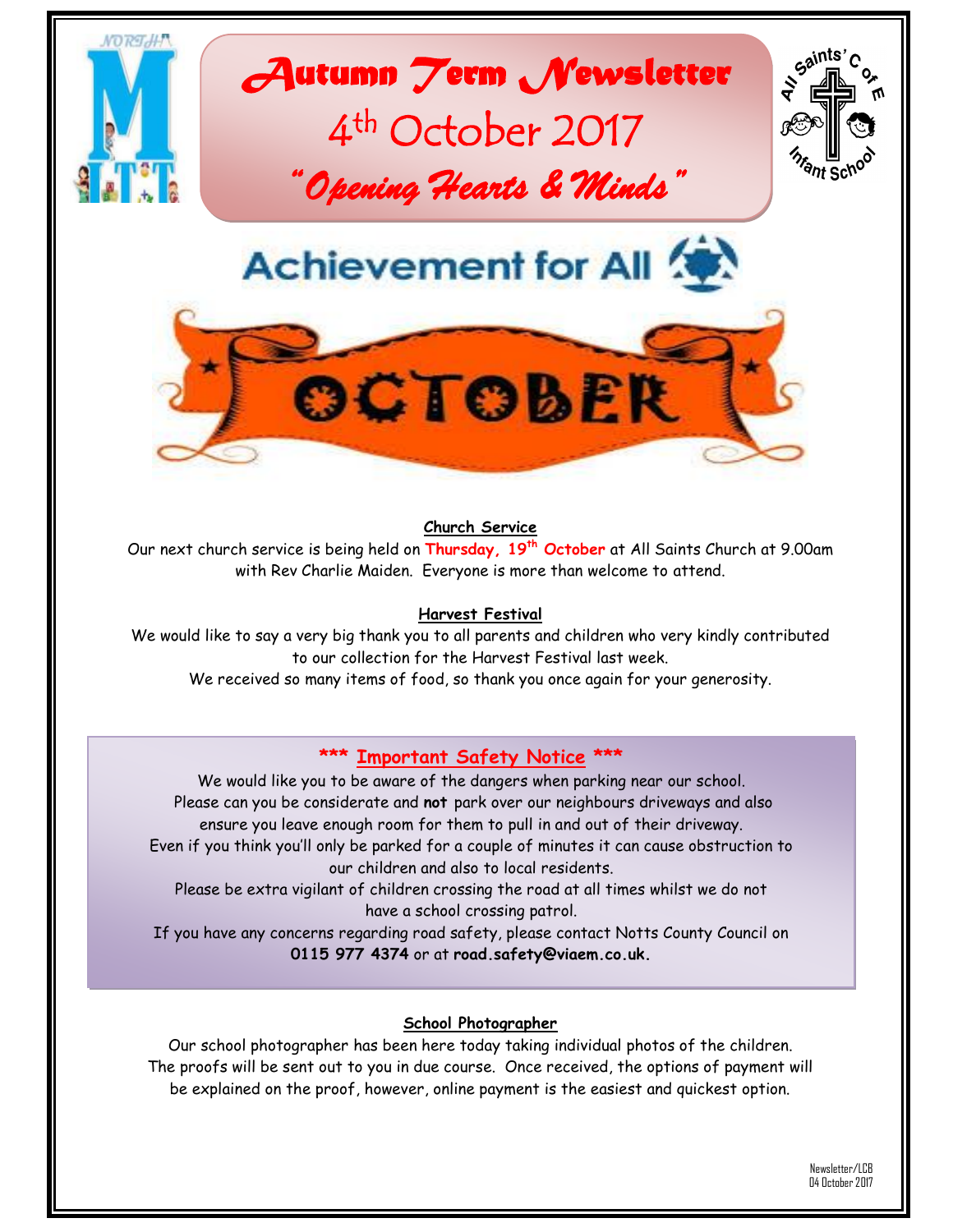# Autumn Term Newsletter

## 4th October 2017

### *"Opening Hearts & Minds"*

Achievement for All

OCTOBER

**Church Service**

Our next church service is being held on **Thursday, 19th October** at All Saints Church at 9.00am with Rev Charlie Maiden. Everyone is more than welcome to attend.

**Harvest Festival**

We would like to say a very big thank you to all parents and children who very kindly contributed to our collection for the Harvest Festival last week.

We received so many items of food, so thank you once again for your generosity.

**\*\*\* Important Safety Notice \*\*\***

We would like you to be aware of the dangers when parking near our school. Please can you be considerate and **not** park over our neighbours driveways and also ensure you leave enough room for them to pull in and out of their driveway.

Even if you think you'll only be parked for a couple of minutes it can cause obstruction to our children and also to local residents.

Please be extra vigilant of children crossing the road at all times whilst we do not have a school crossing patrol.

If you have any concerns regarding road safety, please contact Notts County Council on **0115 977 4374** or at **road.safety@viaem.co.uk.**

**School Photographer**

Our school photographer has been here today taking individual photos of the children. The proofs will be sent out to you in due course. Once received, the options of payment will be explained on the proof, however, online payment is the easiest and quickest option.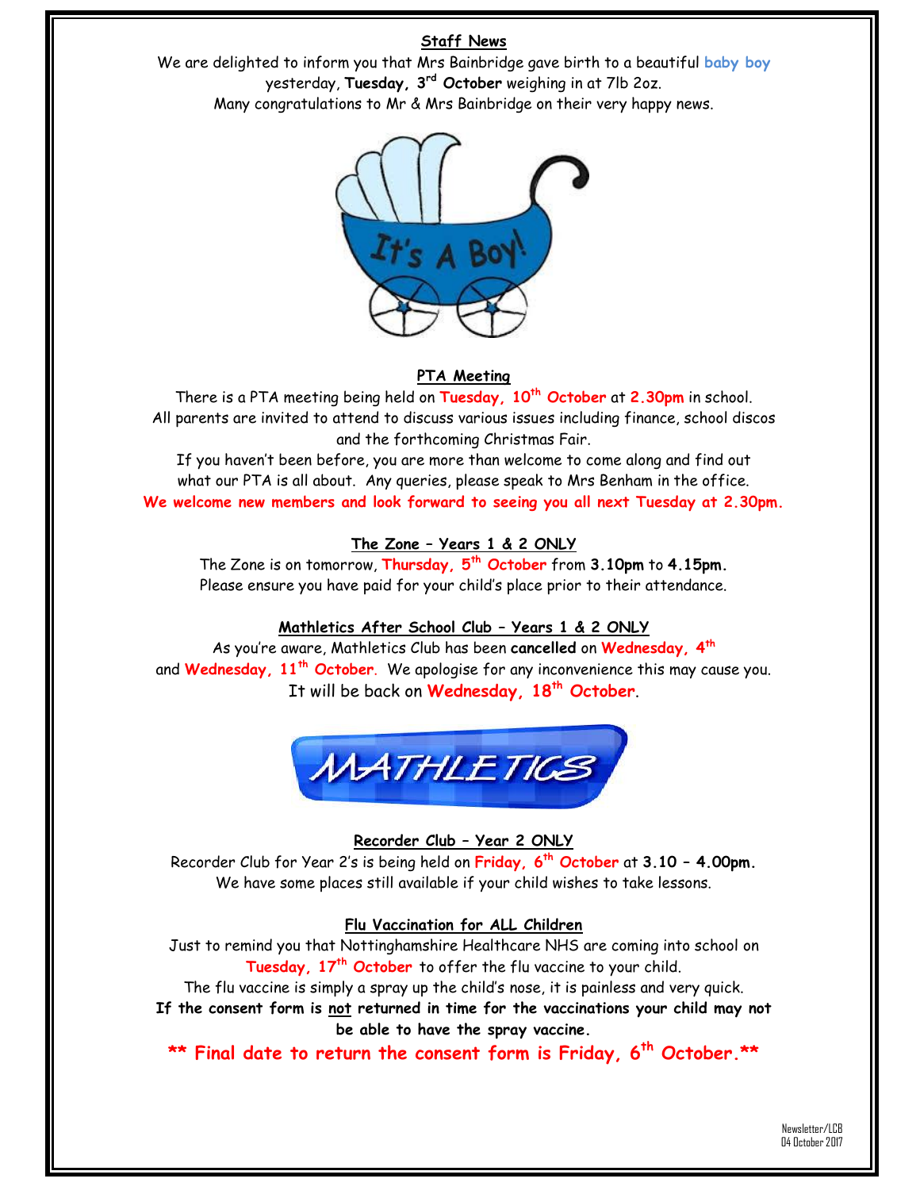## Staff News

We are delighted to inform you that Mrs Bainbridge gave birth to a beautiful **baby boy** yesterday, **Tuesday, 3rd October** weighing in at 7lb 2oz.
Many congratulations to Mr & Mrs Bainbridge on their very happy news.

## PTA Meeting

There is a PTA meeting being held on **Tuesday, 10th October** at **2.30pm** in school.
All parents are invited to attend to discuss various issues including finance, school discos and the forthcoming Christmas Fair.
If you haven't been before, you are more than welcome to come along and find out what our PTA is all about. Any queries, please speak to Mrs Benham in the office.
**We welcome new members and look forward to seeing you all next Tuesday at 2.30pm.**

## The Zone – Years 1 & 2 ONLY

The Zone is on tomorrow, **Thursday, 5th October** from **3.10pm** to **4.15pm.**
Please ensure you have paid for your child's place prior to their attendance.

## Mathletics After School Club – Years 1 & 2 ONLY

As you're aware, Mathletics Club has been **cancelled** on **Wednesday, 4th** and **Wednesday, 11th October**. We apologise for any inconvenience this may cause you.
It will be back on **Wednesday, 18th October**.

## Recorder Club – Year 2 ONLY

Recorder Club for Year 2's is being held on **Friday, 6th October** at **3.10 – 4.00pm.**
We have some places still available if your child wishes to take lessons.

## Flu Vaccination for ALL Children

Just to remind you that Nottinghamshire Healthcare NHS are coming into school on **Tuesday, 17th October** to offer the flu vaccine to your child.
The flu vaccine is simply a spray up the child's nose, it is painless and very quick.
**If the consent form is not returned in time for the vaccinations your child may not be able to have the spray vaccine.**

**\*\* Final date to return the consent form is Friday, 6th October.\*\***

Newsletter/LCB
04 October 2017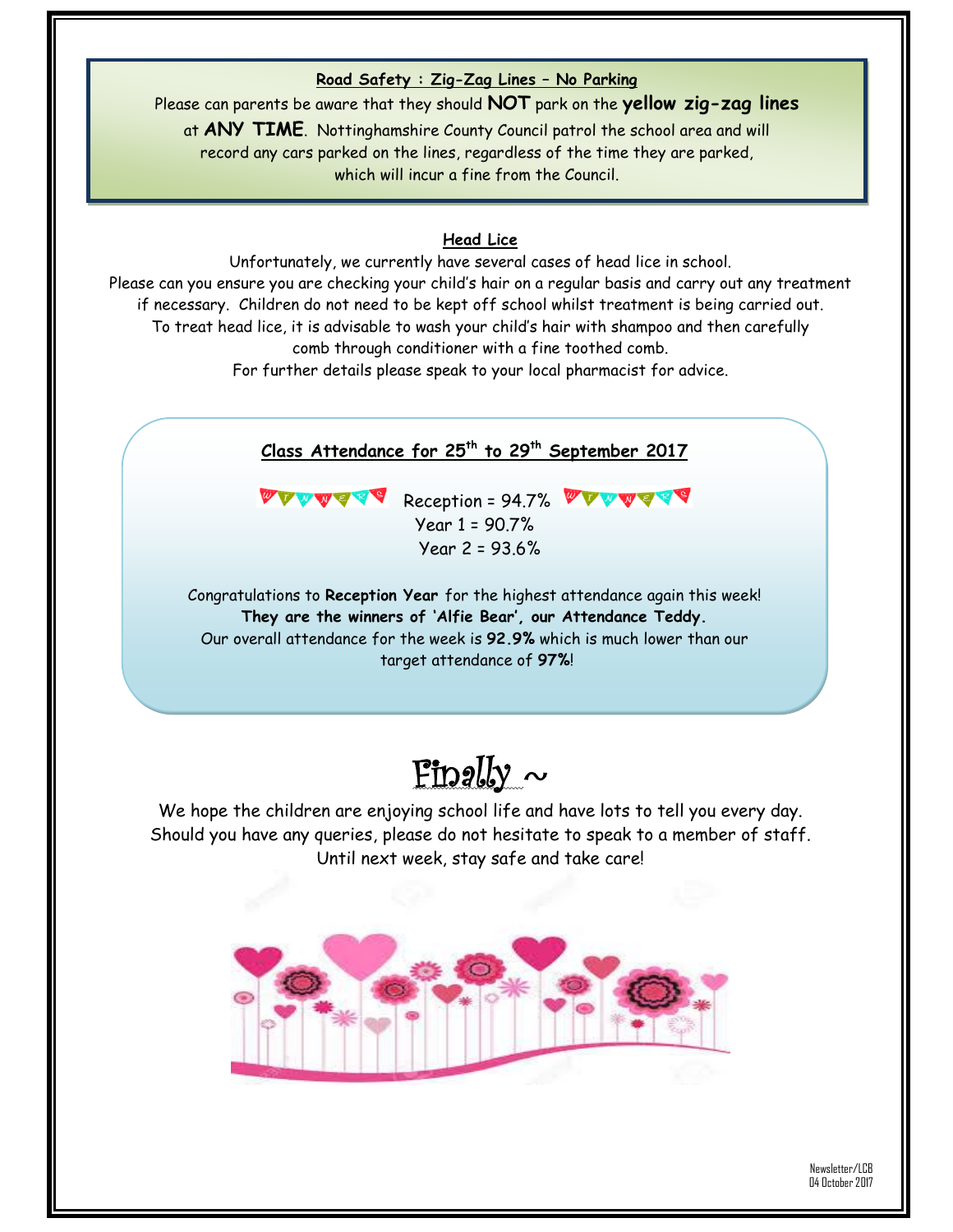**Road Safety : Zig-Zag Lines – No Parking**

Please can parents be aware that they should **NOT** park on the **yellow zig-zag lines** at **ANY TIME**. Nottinghamshire County Council patrol the school area and will record any cars parked on the lines, regardless of the time they are parked, which will incur a fine from the Council.

**Head Lice**

Unfortunately, we currently have several cases of head lice in school. Please can you ensure you are checking your child's hair on a regular basis and carry out any treatment if necessary. Children do not need to be kept off school whilst treatment is being carried out. To treat head lice, it is advisable to wash your child's hair with shampoo and then carefully comb through conditioner with a fine toothed comb.

For further details please speak to your local pharmacist for advice.

**Class Attendance for 25th to 29th September 2017**

WINNERS Reception = 94.7% WINNERS

Year 1 = 90.7%

Year 2 = 93.6%

Congratulations to **Reception Year** for the highest attendance again this week! **They are the winners of 'Alfie Bear', our Attendance Teddy.** Our overall attendance for the week is **92.9%** which is much lower than our target attendance of **97%**!

# Finally ~

We hope the children are enjoying school life and have lots to tell you every day. Should you have any queries, please do not hesitate to speak to a member of staff. Until next week, stay safe and take care!

Newsletter/LCB
04 October 2017